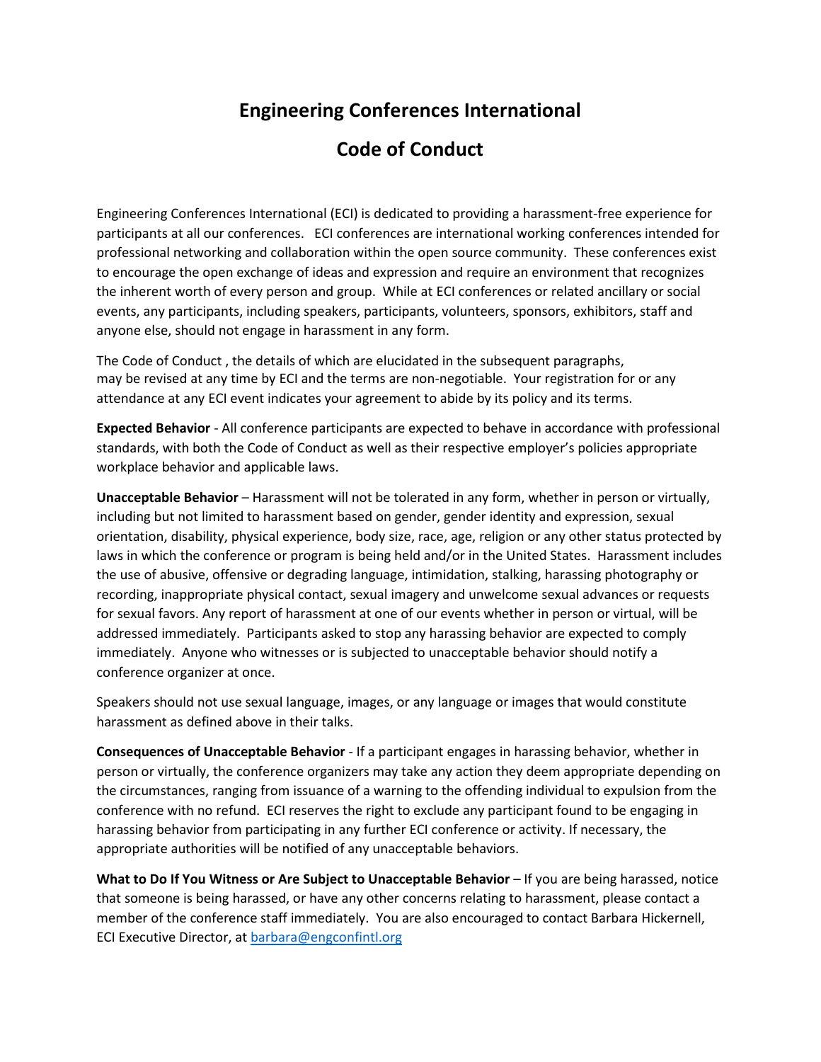# Engineering Conferences International

## Code of Conduct

Engineering Conferences International (ECI) is dedicated to providing a harassment-free experience for participants at all our conferences. ECI conferences are international working conferences intended for professional networking and collaboration within the open source community. These conferences exist to encourage the open exchange of ideas and expression and require an environment that recognizes the inherent worth of every person and group. While at ECI conferences or related ancillary or social events, any participants, including speakers, participants, volunteers, sponsors, exhibitors, staff and anyone else, should not engage in harassment in any form.

The Code of Conduct , the details of which are elucidated in the subsequent paragraphs, may be revised at any time by ECI and the terms are non-negotiable. Your registration for or any attendance at any ECI event indicates your agreement to abide by its policy and its terms.

**Expected Behavior** - All conference participants are expected to behave in accordance with professional standards, with both the Code of Conduct as well as their respective employer's policies appropriate workplace behavior and applicable laws.

**Unacceptable Behavior** – Harassment will not be tolerated in any form, whether in person or virtually, including but not limited to harassment based on gender, gender identity and expression, sexual orientation, disability, physical experience, body size, race, age, religion or any other status protected by laws in which the conference or program is being held and/or in the United States. Harassment includes the use of abusive, offensive or degrading language, intimidation, stalking, harassing photography or recording, inappropriate physical contact, sexual imagery and unwelcome sexual advances or requests for sexual favors. Any report of harassment at one of our events whether in person or virtual, will be addressed immediately. Participants asked to stop any harassing behavior are expected to comply immediately. Anyone who witnesses or is subjected to unacceptable behavior should notify a conference organizer at once.

Speakers should not use sexual language, images, or any language or images that would constitute harassment as defined above in their talks.

**Consequences of Unacceptable Behavior** - If a participant engages in harassing behavior, whether in person or virtually, the conference organizers may take any action they deem appropriate depending on the circumstances, ranging from issuance of a warning to the offending individual to expulsion from the conference with no refund. ECI reserves the right to exclude any participant found to be engaging in harassing behavior from participating in any further ECI conference or activity. If necessary, the appropriate authorities will be notified of any unacceptable behaviors.

**What to Do If You Witness or Are Subject to Unacceptable Behavior** – If you are being harassed, notice that someone is being harassed, or have any other concerns relating to harassment, please contact a member of the conference staff immediately. You are also encouraged to contact Barbara Hickernell, ECI Executive Director, at [barbara@engconfintl.org](mailto:barbara@engconfintl.org)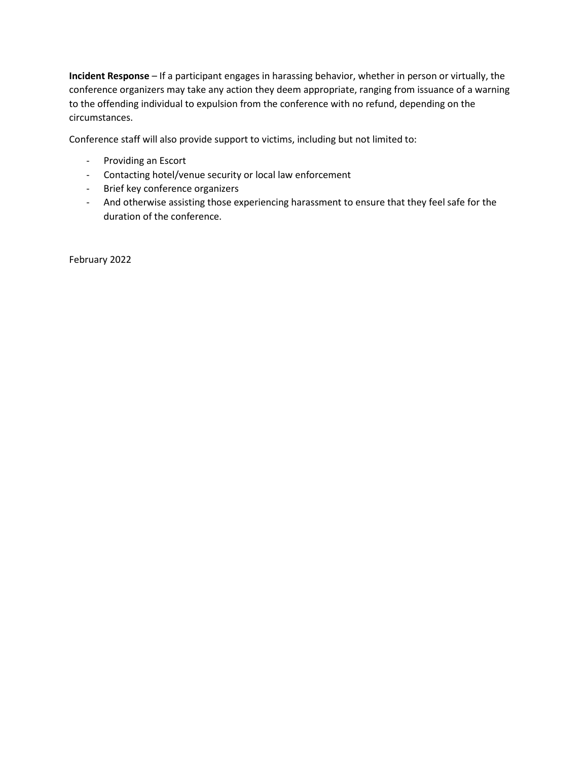**Incident Response** – If a participant engages in harassing behavior, whether in person or virtually, the conference organizers may take any action they deem appropriate, ranging from issuance of a warning to the offending individual to expulsion from the conference with no refund, depending on the circumstances.

Conference staff will also provide support to victims, including but not limited to:

- Providing an Escort
- Contacting hotel/venue security or local law enforcement
- Brief key conference organizers
- And otherwise assisting those experiencing harassment to ensure that they feel safe for the duration of the conference.

February 2022